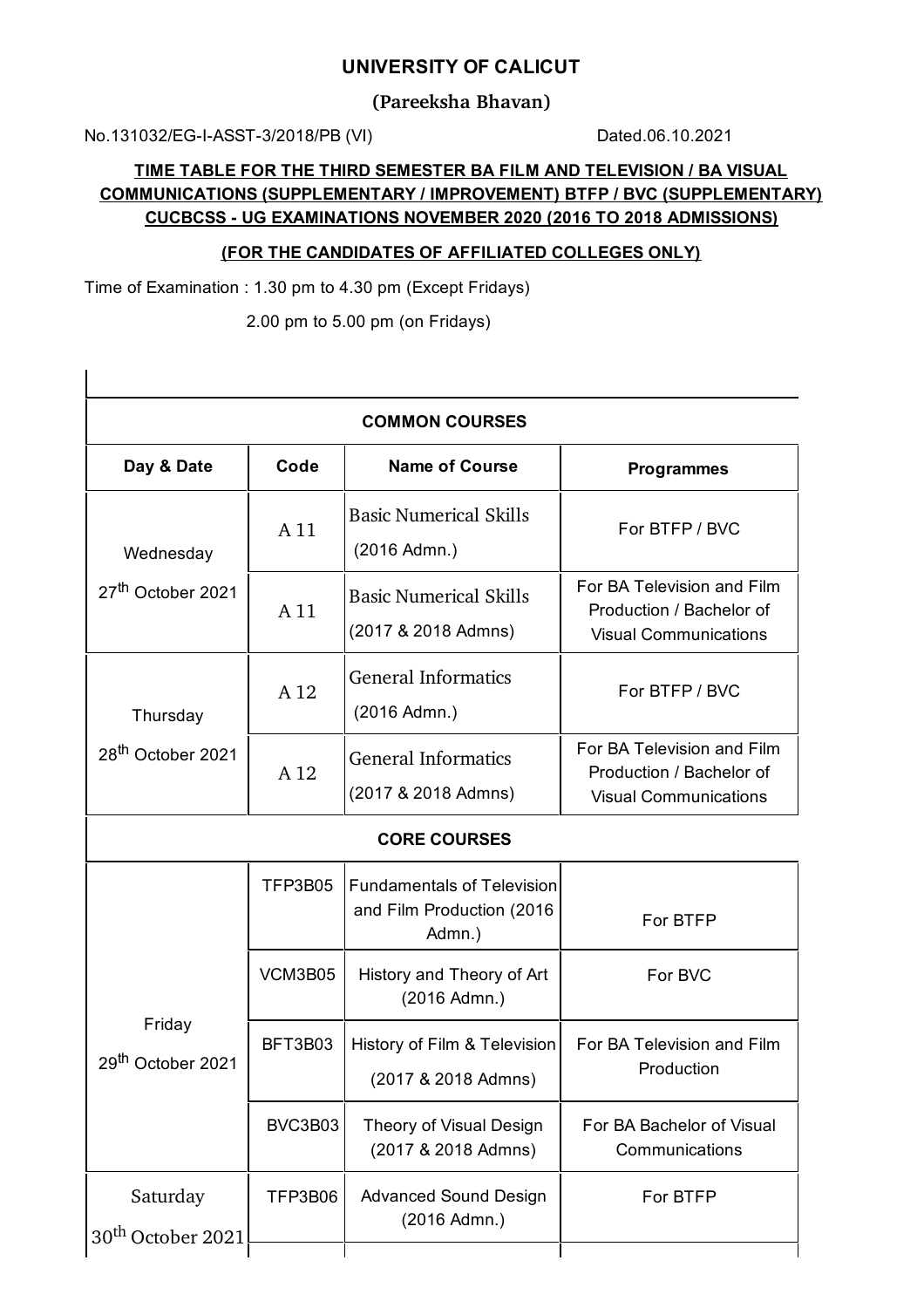# UNIVERSITY OF CALICUT

**(Pareeksha Bhavan)**

No.131032/EG-I-ASST-3/2018/PB (VI) Dated.06.10.2021

**TIME TABLE FOR THE THIRD SEMESTER BA FILM AND TELEVISION / BA VISUAL COMMUNICATIONS (SUPPLEMENTARY / IMPROVEMENT) BTFP / BVC (SUPPLEMENTARY) CUCBCSS - UG EXAMINATIONS NOVEMBER 2020 (2016 TO 2018 ADMISSIONS)**

**(FOR THE CANDIDATES OF AFFILIATED COLLEGES ONLY)**

Time of Examination : 1.30 pm to 4.30 pm (Except Fridays)

2.00 pm to 5.00 pm (on Fridays)

| **COMMON COURSES** | | | |
|---|---|---|---|
| **Day & Date** | **Code** | **Name of Course** | **Programmes** |
| Wednesday 27th October 2021 | A 11 | Basic Numerical Skills (2016 Admn.) | For BTFP / BVC |
| | A 11 | Basic Numerical Skills (2017 & 2018 Admns) | For BA Television and Film Production / Bachelor of Visual Communications |
| Thursday 28th October 2021 | A 12 | General Informatics (2016 Admn.) | For BTFP / BVC |
| | A 12 | General Informatics (2017 & 2018 Admns) | For BA Television and Film Production / Bachelor of Visual Communications |
| **CORE COURSES** | | | |
| Friday 29th October 2021 | TFP3B05 | Fundamentals of Television and Film Production (2016 Admn.) | For BTFP |
| | VCM3B05 | History and Theory of Art (2016 Admn.) | For BVC |
| | BFT3B03 | History of Film & Television (2017 & 2018 Admns) | For BA Television and Film Production |
| | BVC3B03 | Theory of Visual Design (2017 & 2018 Admns) | For BA Bachelor of Visual Communications |
| Saturday 30th October 2021 | TFP3B06 | Advanced Sound Design (2016 Admn.) | For BTFP |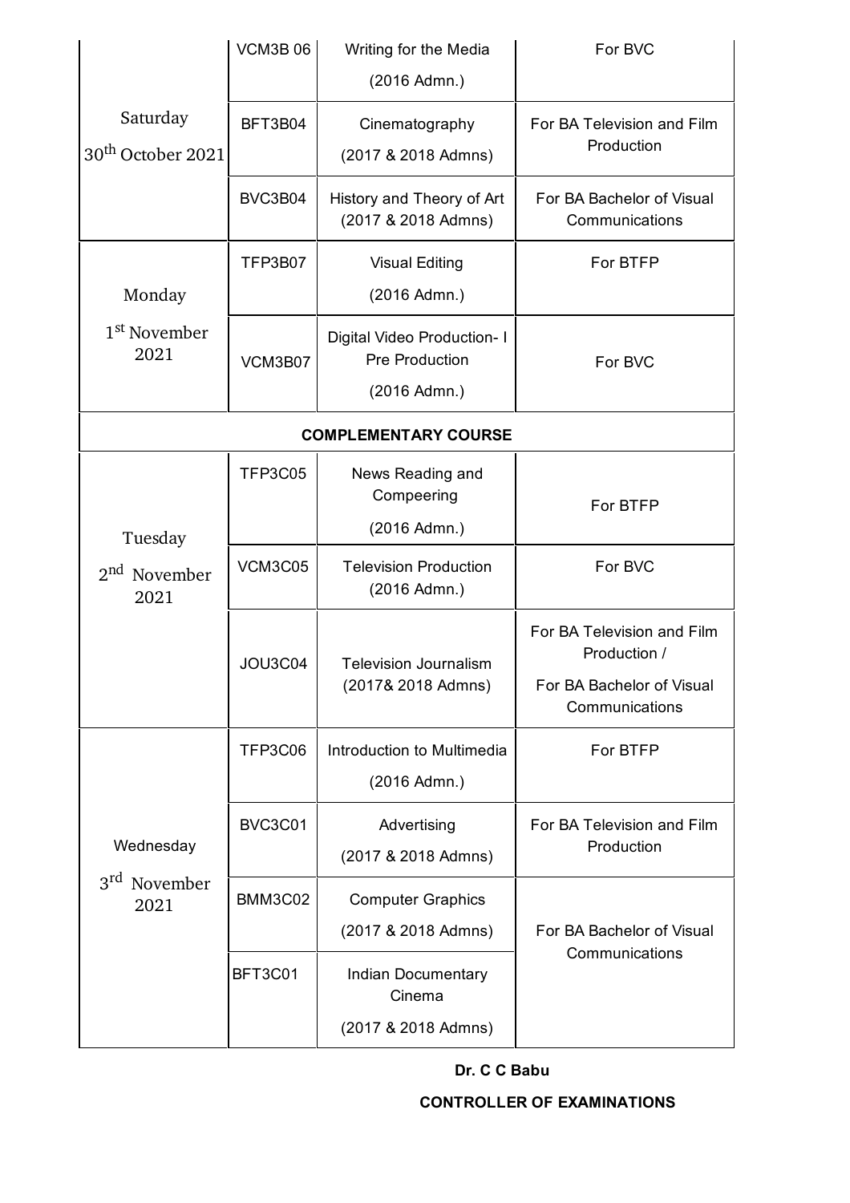| | | | |
|---|---|---|---|
| Saturday 30th October 2021 | VCM3B 06 | Writing for the Media (2016 Admn.) | For BVC |
| | BFT3B04 | Cinematography (2017 & 2018 Admns) | For BA Television and Film Production |
| | BVC3B04 | History and Theory of Art (2017 & 2018 Admns) | For BA Bachelor of Visual Communications |
| Monday 1st November 2021 | TFP3B07 | Visual Editing (2016 Admn.) | For BTFP |
| | VCM3B07 | Digital Video Production- I Pre Production (2016 Admn.) | For BVC |
| **COMPLEMENTARY COURSE** | | | |
| Tuesday 2nd November 2021 | TFP3C05 | News Reading and Compeering (2016 Admn.) | For BTFP |
| | VCM3C05 | Television Production (2016 Admn.) | For BVC |
| | JOU3C04 | Television Journalism (2017& 2018 Admns) | For BA Television and Film Production / For BA Bachelor of Visual Communications |
| Wednesday 3rd November 2021 | TFP3C06 | Introduction to Multimedia (2016 Admn.) | For BTFP |
| | BVC3C01 | Advertising (2017 & 2018 Admns) | For BA Television and Film Production |
| | BMM3C02 | Computer Graphics (2017 & 2018 Admns) | For BA Bachelor of Visual Communications |
| | BFT3C01 | Indian Documentary Cinema (2017 & 2018 Admns) | |

**Dr. C C Babu**

**CONTROLLER OF EXAMINATIONS**